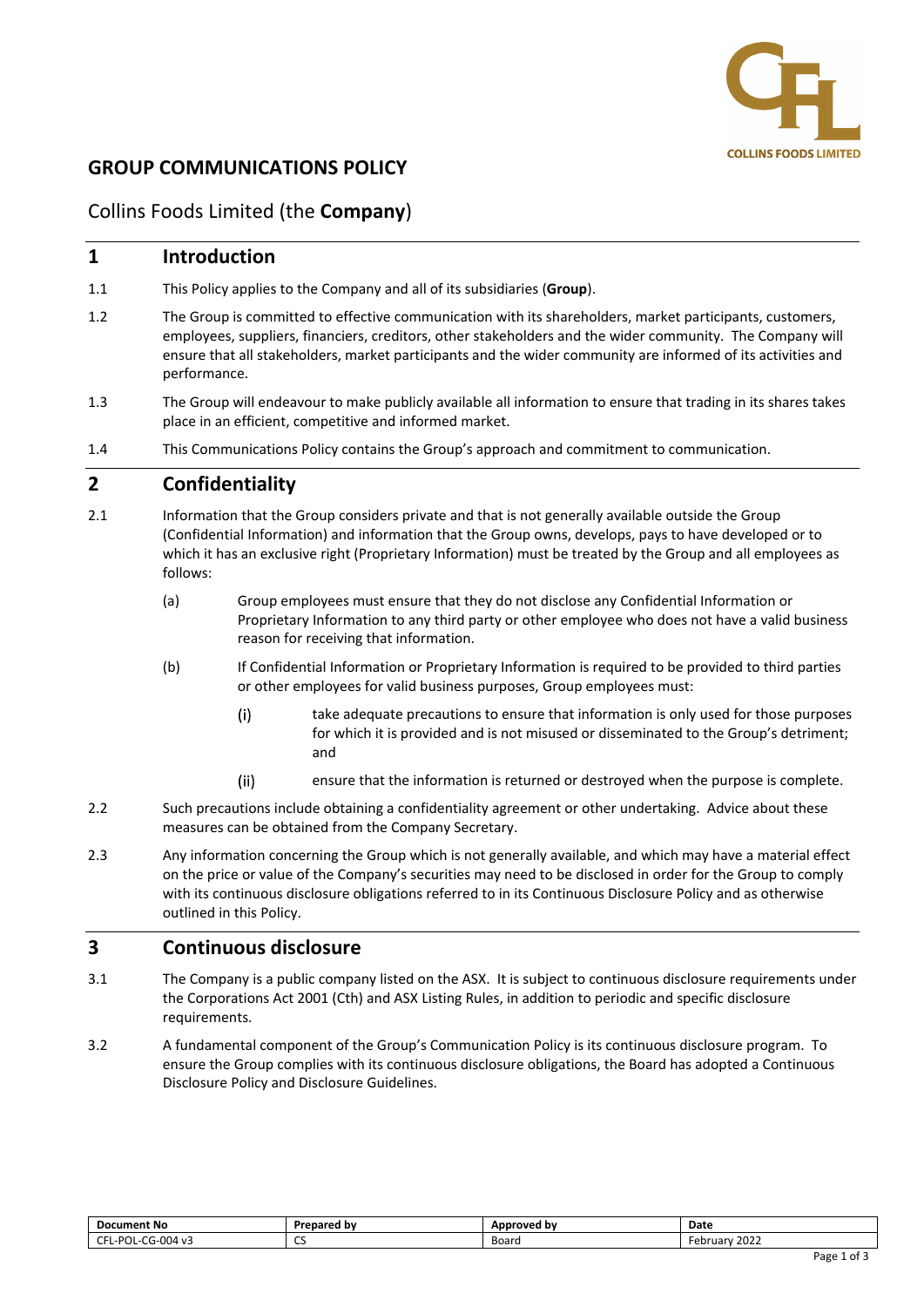# GROUP COMMUNICATIONS POLICY

## Collins Foods Limited (the **Company**)

## 1 Introduction

1.1 This Policy applies to the Company and all of its subsidiaries (**Group**).

1.2 The Group is committed to effective communication with its shareholders, market participants, customers, employees, suppliers, financiers, creditors, other stakeholders and the wider community. The Company will ensure that all stakeholders, market participants and the wider community are informed of its activities and performance.

1.3 The Group will endeavour to make publicly available all information to ensure that trading in its shares takes place in an efficient, competitive and informed market.

1.4 This Communications Policy contains the Group's approach and commitment to communication.

## 2 Confidentiality

2.1 Information that the Group considers private and that is not generally available outside the Group (Confidential Information) and information that the Group owns, develops, pays to have developed or to which it has an exclusive right (Proprietary Information) must be treated by the Group and all employees as follows:

(a) Group employees must ensure that they do not disclose any Confidential Information or Proprietary Information to any third party or other employee who does not have a valid business reason for receiving that information.

(b) If Confidential Information or Proprietary Information is required to be provided to third parties or other employees for valid business purposes, Group employees must:

(i) take adequate precautions to ensure that information is only used for those purposes for which it is provided and is not misused or disseminated to the Group's detriment; and

(ii) ensure that the information is returned or destroyed when the purpose is complete.

2.2 Such precautions include obtaining a confidentiality agreement or other undertaking. Advice about these measures can be obtained from the Company Secretary.

2.3 Any information concerning the Group which is not generally available, and which may have a material effect on the price or value of the Company's securities may need to be disclosed in order for the Group to comply with its continuous disclosure obligations referred to in its Continuous Disclosure Policy and as otherwise outlined in this Policy.

## 3 Continuous disclosure

3.1 The Company is a public company listed on the ASX. It is subject to continuous disclosure requirements under the Corporations Act 2001 (Cth) and ASX Listing Rules, in addition to periodic and specific disclosure requirements.

3.2 A fundamental component of the Group's Communication Policy is its continuous disclosure program. To ensure the Group complies with its continuous disclosure obligations, the Board has adopted a Continuous Disclosure Policy and Disclosure Guidelines.

| Document No | Prepared by | Approved by | Date |
|---|---|---|---|
| CFL-POL-CG-004 v3 | CS | Board | February 2022 |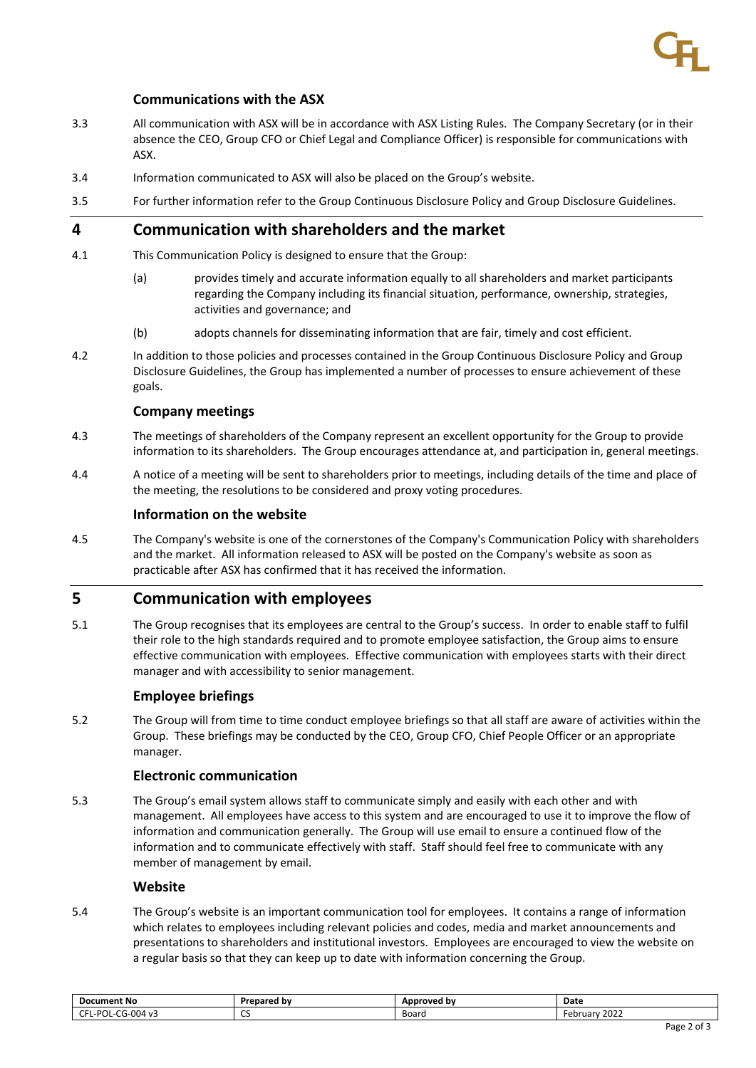### Communications with the ASX

3.3 All communication with ASX will be in accordance with ASX Listing Rules. The Company Secretary (or in their absence the CEO, Group CFO or Chief Legal and Compliance Officer) is responsible for communications with ASX.

3.4 Information communicated to ASX will also be placed on the Group's website.

3.5 For further information refer to the Group Continuous Disclosure Policy and Group Disclosure Guidelines.

## 4 Communication with shareholders and the market

4.1 This Communication Policy is designed to ensure that the Group:

(a) provides timely and accurate information equally to all shareholders and market participants regarding the Company including its financial situation, performance, ownership, strategies, activities and governance; and

(b) adopts channels for disseminating information that are fair, timely and cost efficient.

4.2 In addition to those policies and processes contained in the Group Continuous Disclosure Policy and Group Disclosure Guidelines, the Group has implemented a number of processes to ensure achievement of these goals.

### Company meetings

4.3 The meetings of shareholders of the Company represent an excellent opportunity for the Group to provide information to its shareholders. The Group encourages attendance at, and participation in, general meetings.

4.4 A notice of a meeting will be sent to shareholders prior to meetings, including details of the time and place of the meeting, the resolutions to be considered and proxy voting procedures.

### Information on the website

4.5 The Company's website is one of the cornerstones of the Company's Communication Policy with shareholders and the market. All information released to ASX will be posted on the Company's website as soon as practicable after ASX has confirmed that it has received the information.

## 5 Communication with employees

5.1 The Group recognises that its employees are central to the Group's success. In order to enable staff to fulfil their role to the high standards required and to promote employee satisfaction, the Group aims to ensure effective communication with employees. Effective communication with employees starts with their direct manager and with accessibility to senior management.

### Employee briefings

5.2 The Group will from time to time conduct employee briefings so that all staff are aware of activities within the Group. These briefings may be conducted by the CEO, Group CFO, Chief People Officer or an appropriate manager.

### Electronic communication

5.3 The Group's email system allows staff to communicate simply and easily with each other and with management. All employees have access to this system and are encouraged to use it to improve the flow of information and communication generally. The Group will use email to ensure a continued flow of the information and to communicate effectively with staff. Staff should feel free to communicate with any member of management by email.

### Website

5.4 The Group's website is an important communication tool for employees. It contains a range of information which relates to employees including relevant policies and codes, media and market announcements and presentations to shareholders and institutional investors. Employees are encouraged to view the website on a regular basis so that they can keep up to date with information concerning the Group.

| Document No | Prepared by | Approved by | Date |
|---|---|---|---|
| CFL-POL-CG-004 v3 | CS | Board | February 2022 |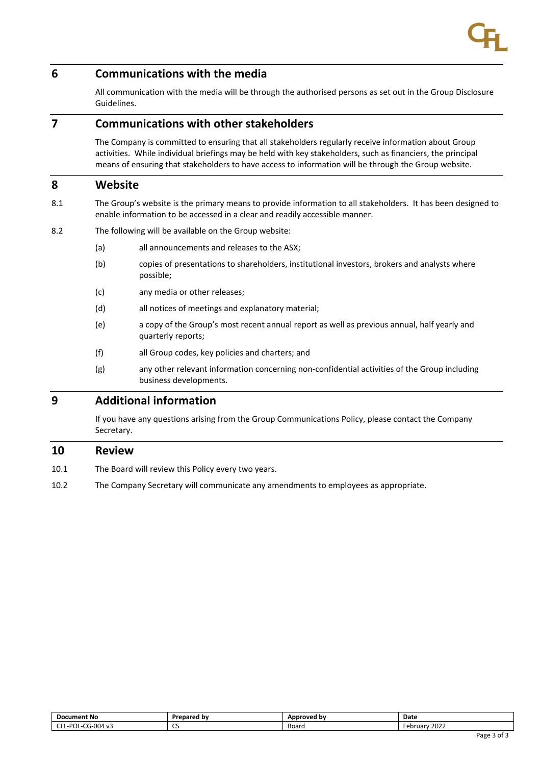## 6 Communications with the media

All communication with the media will be through the authorised persons as set out in the Group Disclosure Guidelines.

## 7 Communications with other stakeholders

The Company is committed to ensuring that all stakeholders regularly receive information about Group activities. While individual briefings may be held with key stakeholders, such as financiers, the principal means of ensuring that stakeholders to have access to information will be through the Group website.

## 8 Website

8.1 The Group's website is the primary means to provide information to all stakeholders. It has been designed to enable information to be accessed in a clear and readily accessible manner.

8.2 The following will be available on the Group website:

(a) all announcements and releases to the ASX;

(b) copies of presentations to shareholders, institutional investors, brokers and analysts where possible;

(c) any media or other releases;

(d) all notices of meetings and explanatory material;

(e) a copy of the Group's most recent annual report as well as previous annual, half yearly and quarterly reports;

(f) all Group codes, key policies and charters; and

(g) any other relevant information concerning non-confidential activities of the Group including business developments.

## 9 Additional information

If you have any questions arising from the Group Communications Policy, please contact the Company Secretary.

## 10 Review

10.1 The Board will review this Policy every two years.

10.2 The Company Secretary will communicate any amendments to employees as appropriate.

| Document No | Prepared by | Approved by | Date |
| --- | --- | --- | --- |
| CFL-POL-CG-004 v3 | CS | Board | February 2022 |